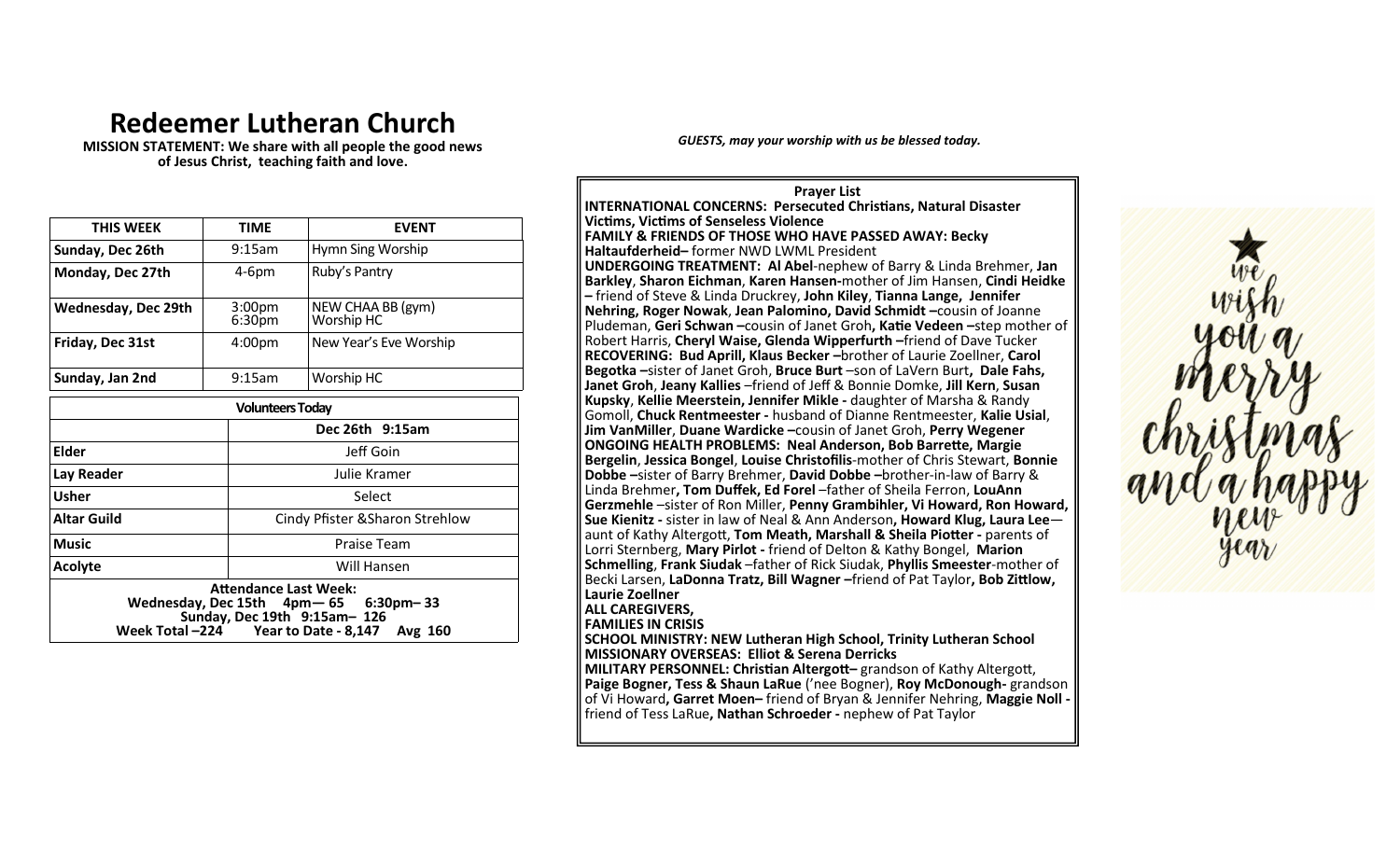# Redeemer Lutheran Church

**MISSION STATEMENT: We share with all people the good news of Jesus Christ, teaching faith and love.**

| THIS WEEK | TIME | EVENT |
|---|---|---|
| Sunday, Dec 26th | 9:15am | Hymn Sing Worship |
| Monday, Dec 27th | 4-6pm | Ruby's Pantry |
| Wednesday, Dec 29th | 3:00pm<br>6:30pm | NEW CHAA BB (gym)<br>Worship HC |
| Friday, Dec 31st | 4:00pm | New Year's Eve Worship |
| Sunday, Jan 2nd | 9:15am | Worship HC |

| Volunteers Today | |
|---|---|
| | Dec 26th 9:15am |
| Elder | Jeff Goin |
| Lay Reader | Julie Kramer |
| Usher | Select |
| Altar Guild | Cindy Pfister &Sharon Strehlow |
| Music | Praise Team |
| Acolyte | Will Hansen |

**Attendance Last Week:**
**Wednesday, Dec 15th 4pm— 65 6:30pm– 33**
**Sunday, Dec 19th 9:15am– 126**
**Week Total –224 Year to Date - 8,147 Avg 160**

*GUESTS, may your worship with us be blessed today.*

**Prayer List**

**INTERNATIONAL CONCERNS: Persecuted Christians, Natural Disaster Victims, Victims of Senseless Violence**

**FAMILY & FRIENDS OF THOSE WHO HAVE PASSED AWAY: Becky Haltaufderheid–** former NWD LWML President

**UNDERGOING TREATMENT: Al Abel**-nephew of Barry & Linda Brehmer, **Jan Barkley**, **Sharon Eichman**, **Karen Hansen-**mother of Jim Hansen, **Cindi Heidke –** friend of Steve & Linda Druckrey, **John Kiley**, **Tianna Lange, Jennifer Nehring, Roger Nowak**, **Jean Palomino, David Schmidt –**cousin of Joanne Pludeman, **Geri Schwan –**cousin of Janet Groh**, Katie Vedeen –**step mother of Robert Harris, **Cheryl Waise, Glenda Wipperfurth –**friend of Dave Tucker

**RECOVERING: Bud Aprill, Klaus Becker –**brother of Laurie Zoellner, **Carol Begotka –**sister of Janet Groh, **Bruce Burt** –son of LaVern Burt**, Dale Fahs, Janet Groh**, **Jeany Kallies** –friend of Jeff & Bonnie Domke, **Jill Kern**, **Susan Kupsky**, **Kellie Meerstein, Jennifer Mikle -** daughter of Marsha & Randy Gomoll, **Chuck Rentmeester -** husband of Dianne Rentmeester, **Kalie Usial**, **Jim VanMiller**, **Duane Wardicke –**cousin of Janet Groh, **Perry Wegener**

**ONGOING HEALTH PROBLEMS: Neal Anderson, Bob Barrette, Margie Bergelin**, **Jessica Bongel**, **Louise Christofilis**-mother of Chris Stewart, **Bonnie Dobbe –**sister of Barry Brehmer, **David Dobbe –**brother-in-law of Barry & Linda Brehmer**, Tom Duffek, Ed Forel** –father of Sheila Ferron, **LouAnn Gerzmehle** –sister of Ron Miller, **Penny Grambihler, Vi Howard, Ron Howard, Sue Kienitz -** sister in law of Neal & Ann Anderson**, Howard Klug, Laura Lee**—aunt of Kathy Altergott, **Tom Meath, Marshall & Sheila Piotter -** parents of Lorri Sternberg, **Mary Pirlot -** friend of Delton & Kathy Bongel, **Marion Schmelling**, **Frank Siudak** –father of Rick Siudak, **Phyllis Smeester**-mother of Becki Larsen, **LaDonna Tratz, Bill Wagner –**friend of Pat Taylor**, Bob Zittlow, Laurie Zoellner**

**ALL CAREGIVERS,**

**FAMILIES IN CRISIS**

**SCHOOL MINISTRY: NEW Lutheran High School, Trinity Lutheran School**

**MISSIONARY OVERSEAS: Elliot & Serena Derricks**

**MILITARY PERSONNEL: Christian Altergott–** grandson of Kathy Altergott, **Paige Bogner, Tess & Shaun LaRue** ('nee Bogner), **Roy McDonough-** grandson of Vi Howard**, Garret Moen–** friend of Bryan & Jennifer Nehring, **Maggie Noll -** friend of Tess LaRue**, Nathan Schroeder -** nephew of Pat Taylor

we wish you a merry christmas and a happy new year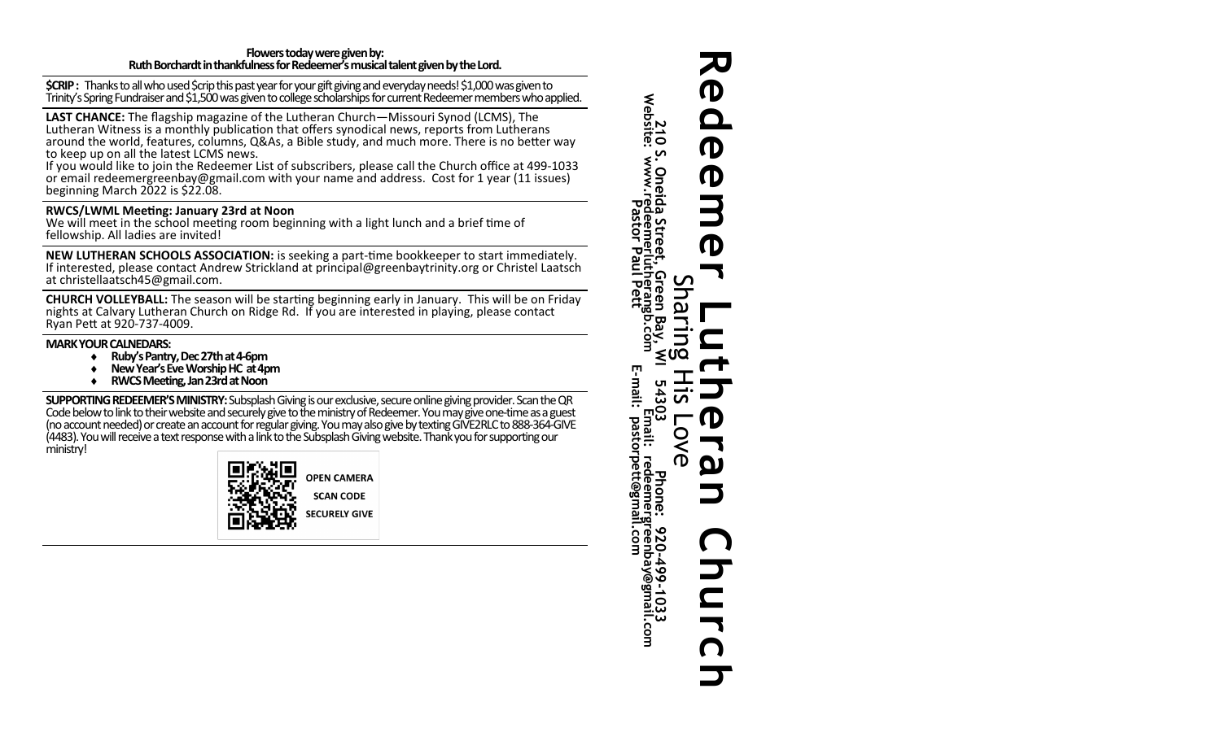**Flowers today were given by:**
**Ruth Borchardt in thankfulness for Redeemer's musical talent given by the Lord.**

**$CRIP:** Thanks to all who used $crip this past year for your gift giving and everyday needs! $1,000 was given to Trinity's Spring Fundraiser and $1,500 was given to college scholarships for current Redeemer members who applied.

**LAST CHANCE:** The flagship magazine of the Lutheran Church—Missouri Synod (LCMS), The Lutheran Witness is a monthly publication that offers synodical news, reports from Lutherans around the world, features, columns, Q&As, a Bible study, and much more. There is no better way to keep up on all the latest LCMS news.
If you would like to join the Redeemer List of subscribers, please call the Church office at 499-1033 or email redeemergreenbay@gmail.com with your name and address. Cost for 1 year (11 issues) beginning March 2022 is $22.08.

**RWCS/LWML Meeting: January 23rd at Noon**
We will meet in the school meeting room beginning with a light lunch and a brief time of fellowship. All ladies are invited!

**NEW LUTHERAN SCHOOLS ASSOCIATION:** is seeking a part-time bookkeeper to start immediately. If interested, please contact Andrew Strickland at principal@greenbaytrinity.org or Christel Laatsch at christellaatsch45@gmail.com.

**CHURCH VOLLEYBALL:** The season will be starting beginning early in January. This will be on Friday nights at Calvary Lutheran Church on Ridge Rd. If you are interested in playing, please contact Ryan Pett at 920-737-4009.

**MARK YOUR CALNEDARS:**

- **Ruby's Pantry, Dec 27th at 4-6pm**
- **New Year's Eve Worship HC at 4pm**
- **RWCS Meeting, Jan 23rd at Noon**

**SUPPORTING REDEEMER'S MINISTRY:** Subsplash Giving is our exclusive, secure online giving provider. Scan the QR Code below to link to their website and securely give to the ministry of Redeemer. You may give one-time as a guest (no account needed) or create an account for regular giving. You may also give by texting GIVE2RLC to 888-364-GIVE (4483). You will receive a text response with a link to the Subsplash Giving website. Thank you for supporting our ministry!

OPEN CAMERA
SCAN CODE
SECURELY GIVE

# Redeemer Lutheran Church

Sharing His Love

210 S. Oneida Street, Green Bay, WI 54303 Phone: 920-499-1033
Website: www.redeemerlutherangb.com Email: redeemergreenbay@gmail.com
Pastor Paul Pett E-mail: pastorpett@gmail.com